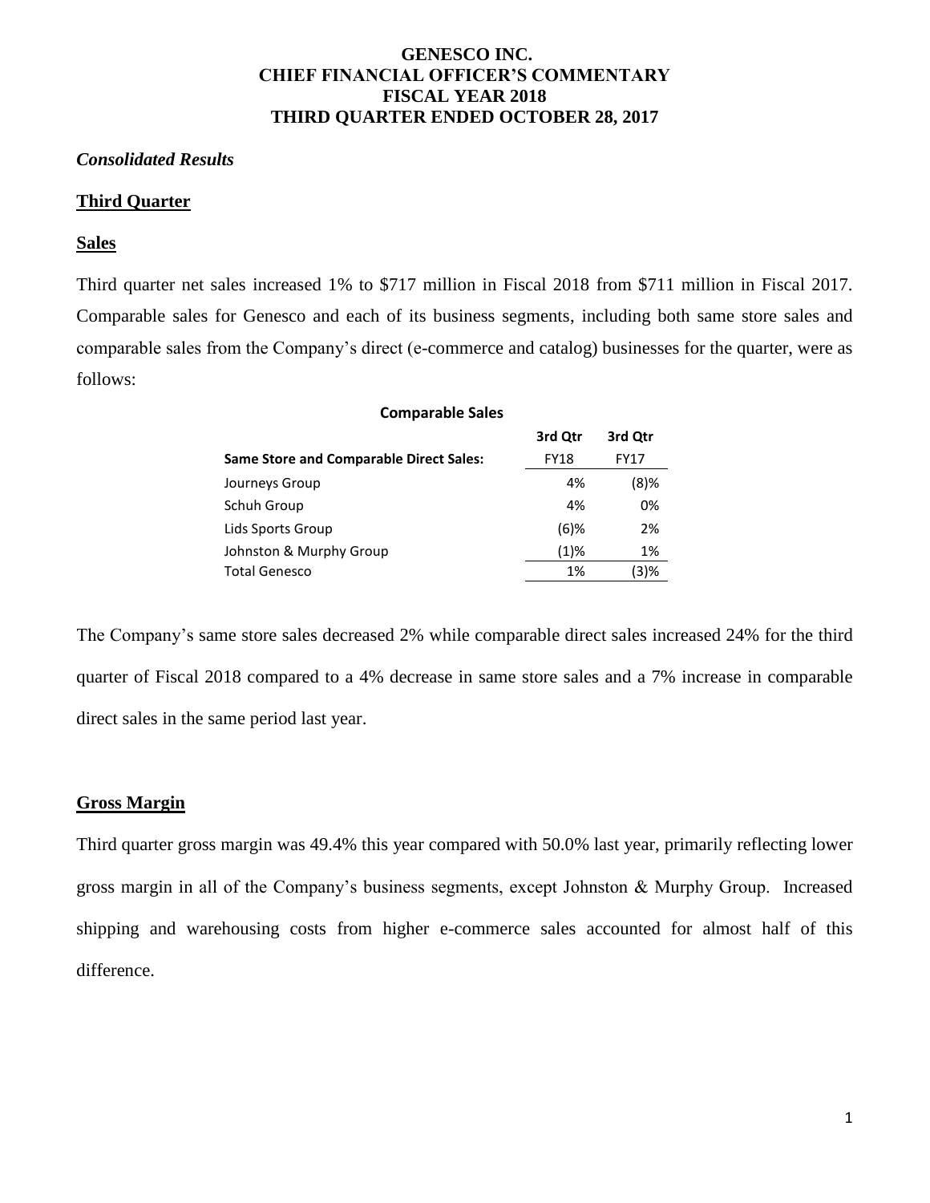# GENESCO INC.
# CHIEF FINANCIAL OFFICER'S COMMENTARY
# FISCAL YEAR 2018
# THIRD QUARTER ENDED OCTOBER 28, 2017

***Consolidated Results***

**Third Quarter**

**Sales**

Third quarter net sales increased 1% to $717 million in Fiscal 2018 from $711 million in Fiscal 2017. Comparable sales for Genesco and each of its business segments, including both same store sales and comparable sales from the Company's direct (e-commerce and catalog) businesses for the quarter, were as follows:

**Comparable Sales**

| Same Store and Comparable Direct Sales: | 3rd Qtr FY18 | 3rd Qtr FY17 |
|---|---|---|
| Journeys Group | 4% | (8)% |
| Schuh Group | 4% | 0% |
| Lids Sports Group | (6)% | 2% |
| Johnston & Murphy Group | (1)% | 1% |
| Total Genesco | 1% | (3)% |

The Company's same store sales decreased 2% while comparable direct sales increased 24% for the third quarter of Fiscal 2018 compared to a 4% decrease in same store sales and a 7% increase in comparable direct sales in the same period last year.

**Gross Margin**

Third quarter gross margin was 49.4% this year compared with 50.0% last year, primarily reflecting lower gross margin in all of the Company's business segments, except Johnston & Murphy Group. Increased shipping and warehousing costs from higher e-commerce sales accounted for almost half of this difference.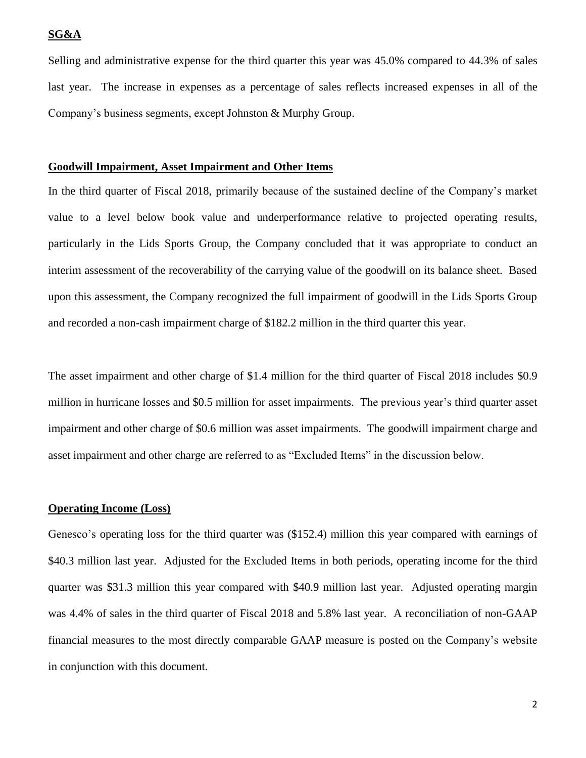**SG&A**

Selling and administrative expense for the third quarter this year was 45.0% compared to 44.3% of sales last year. The increase in expenses as a percentage of sales reflects increased expenses in all of the Company's business segments, except Johnston & Murphy Group.

**Goodwill Impairment, Asset Impairment and Other Items**

In the third quarter of Fiscal 2018, primarily because of the sustained decline of the Company's market value to a level below book value and underperformance relative to projected operating results, particularly in the Lids Sports Group, the Company concluded that it was appropriate to conduct an interim assessment of the recoverability of the carrying value of the goodwill on its balance sheet. Based upon this assessment, the Company recognized the full impairment of goodwill in the Lids Sports Group and recorded a non-cash impairment charge of $182.2 million in the third quarter this year.

The asset impairment and other charge of $1.4 million for the third quarter of Fiscal 2018 includes $0.9 million in hurricane losses and $0.5 million for asset impairments. The previous year's third quarter asset impairment and other charge of $0.6 million was asset impairments. The goodwill impairment charge and asset impairment and other charge are referred to as "Excluded Items" in the discussion below.

**Operating Income (Loss)**

Genesco's operating loss for the third quarter was ($152.4) million this year compared with earnings of $40.3 million last year. Adjusted for the Excluded Items in both periods, operating income for the third quarter was $31.3 million this year compared with $40.9 million last year. Adjusted operating margin was 4.4% of sales in the third quarter of Fiscal 2018 and 5.8% last year. A reconciliation of non-GAAP financial measures to the most directly comparable GAAP measure is posted on the Company's website in conjunction with this document.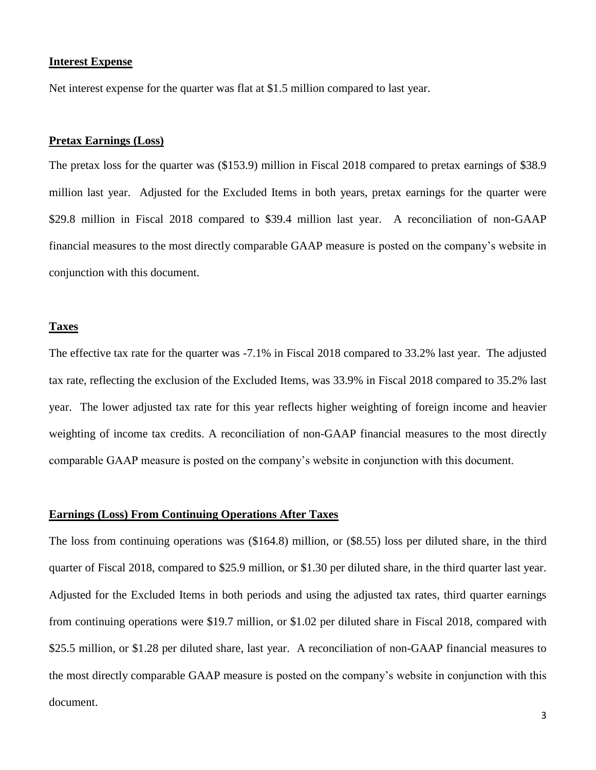**Interest Expense**

Net interest expense for the quarter was flat at $1.5 million compared to last year.

**Pretax Earnings (Loss)**

The pretax loss for the quarter was ($153.9) million in Fiscal 2018 compared to pretax earnings of $38.9 million last year. Adjusted for the Excluded Items in both years, pretax earnings for the quarter were $29.8 million in Fiscal 2018 compared to $39.4 million last year. A reconciliation of non-GAAP financial measures to the most directly comparable GAAP measure is posted on the company's website in conjunction with this document.

**Taxes**

The effective tax rate for the quarter was -7.1% in Fiscal 2018 compared to 33.2% last year. The adjusted tax rate, reflecting the exclusion of the Excluded Items, was 33.9% in Fiscal 2018 compared to 35.2% last year. The lower adjusted tax rate for this year reflects higher weighting of foreign income and heavier weighting of income tax credits. A reconciliation of non-GAAP financial measures to the most directly comparable GAAP measure is posted on the company's website in conjunction with this document.

**Earnings (Loss) From Continuing Operations After Taxes**

The loss from continuing operations was ($164.8) million, or ($8.55) loss per diluted share, in the third quarter of Fiscal 2018, compared to $25.9 million, or $1.30 per diluted share, in the third quarter last year. Adjusted for the Excluded Items in both periods and using the adjusted tax rates, third quarter earnings from continuing operations were $19.7 million, or $1.02 per diluted share in Fiscal 2018, compared with $25.5 million, or $1.28 per diluted share, last year. A reconciliation of non-GAAP financial measures to the most directly comparable GAAP measure is posted on the company's website in conjunction with this document.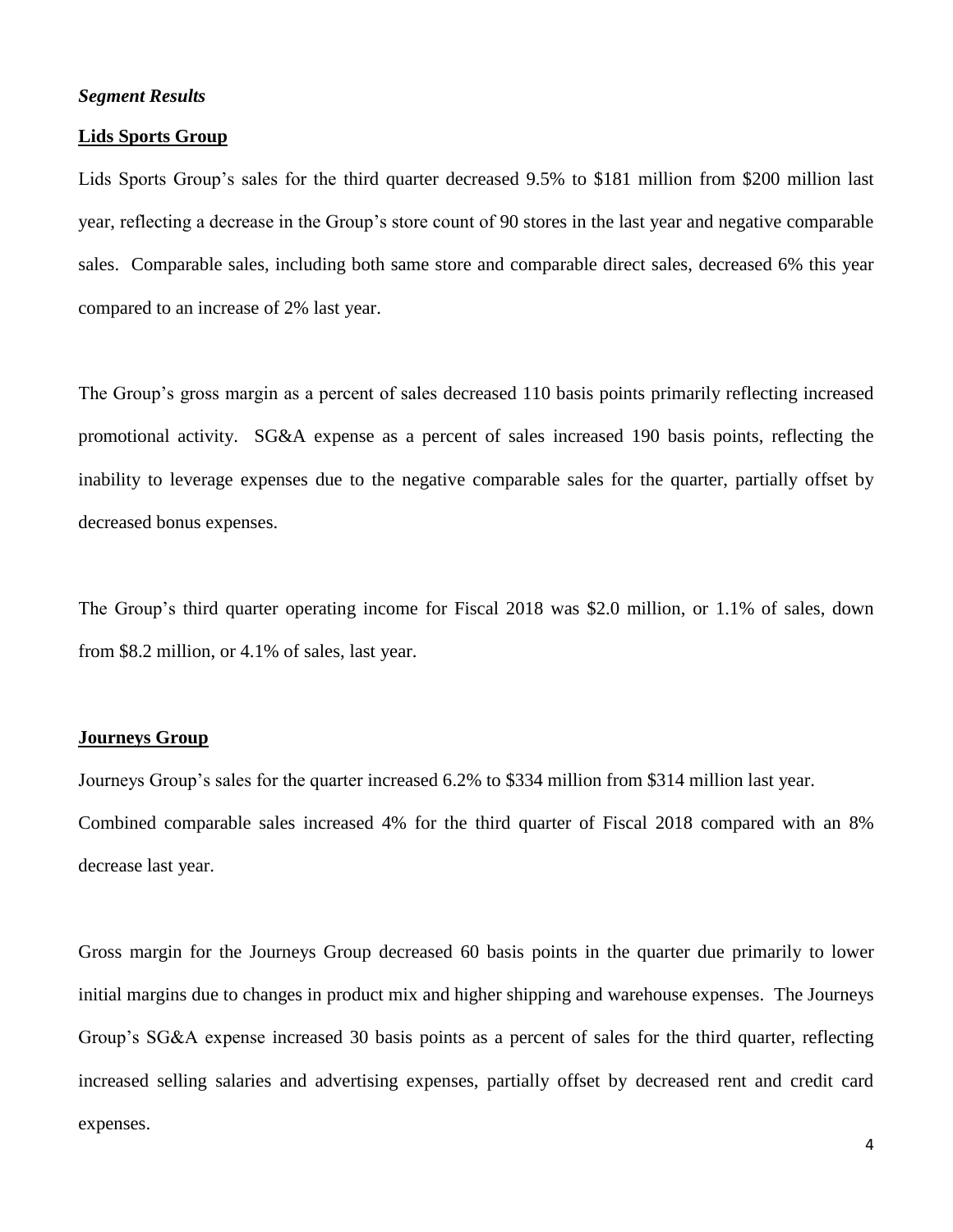***Segment Results***

**Lids Sports Group**

Lids Sports Group's sales for the third quarter decreased 9.5% to $181 million from $200 million last year, reflecting a decrease in the Group's store count of 90 stores in the last year and negative comparable sales. Comparable sales, including both same store and comparable direct sales, decreased 6% this year compared to an increase of 2% last year.

The Group's gross margin as a percent of sales decreased 110 basis points primarily reflecting increased promotional activity. SG&A expense as a percent of sales increased 190 basis points, reflecting the inability to leverage expenses due to the negative comparable sales for the quarter, partially offset by decreased bonus expenses.

The Group's third quarter operating income for Fiscal 2018 was $2.0 million, or 1.1% of sales, down from $8.2 million, or 4.1% of sales, last year.

**Journeys Group**

Journeys Group's sales for the quarter increased 6.2% to $334 million from $314 million last year. Combined comparable sales increased 4% for the third quarter of Fiscal 2018 compared with an 8% decrease last year.

Gross margin for the Journeys Group decreased 60 basis points in the quarter due primarily to lower initial margins due to changes in product mix and higher shipping and warehouse expenses. The Journeys Group's SG&A expense increased 30 basis points as a percent of sales for the third quarter, reflecting increased selling salaries and advertising expenses, partially offset by decreased rent and credit card expenses.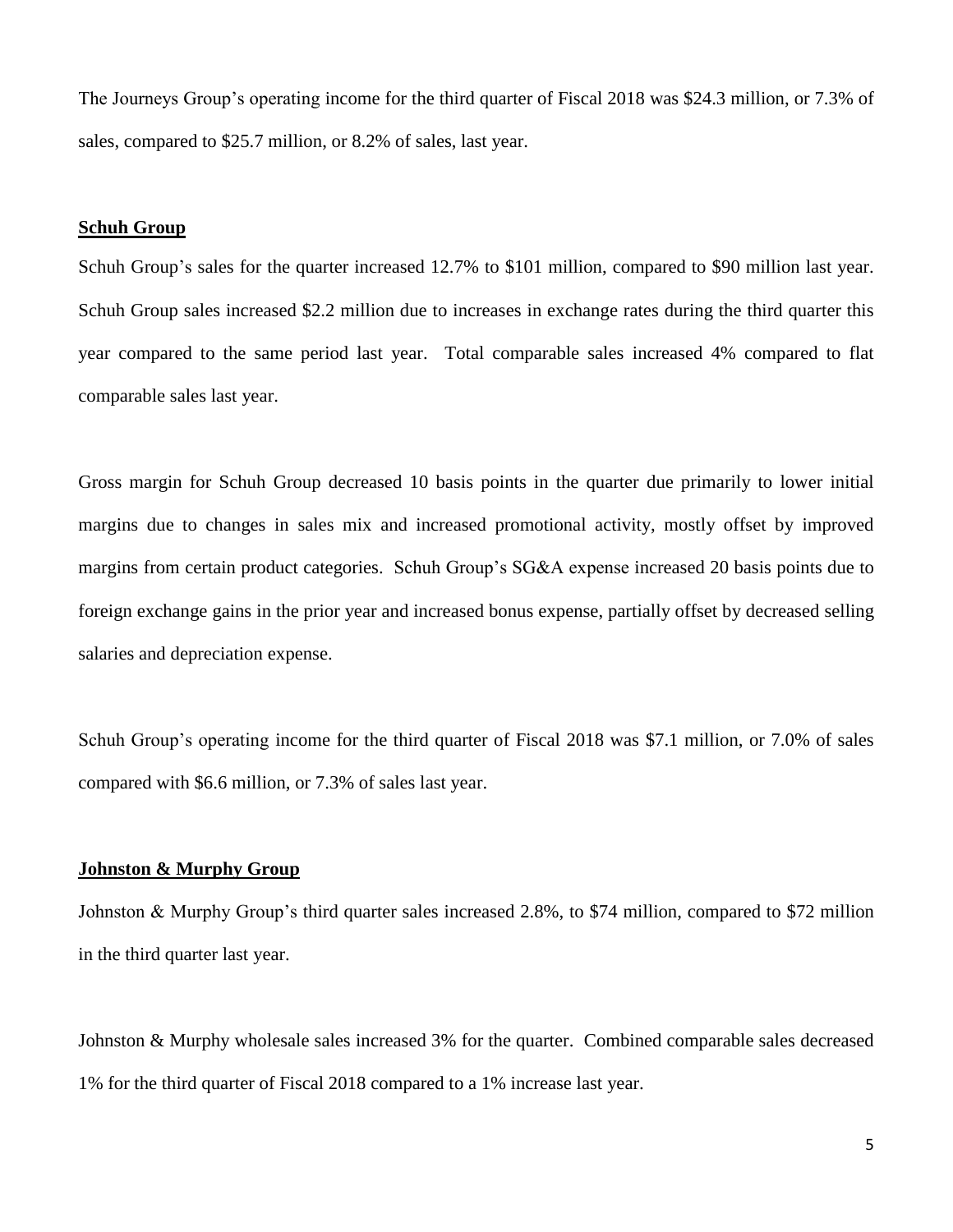The Journeys Group's operating income for the third quarter of Fiscal 2018 was $24.3 million, or 7.3% of sales, compared to $25.7 million, or 8.2% of sales, last year.

**Schuh Group**

Schuh Group's sales for the quarter increased 12.7% to $101 million, compared to $90 million last year. Schuh Group sales increased $2.2 million due to increases in exchange rates during the third quarter this year compared to the same period last year. Total comparable sales increased 4% compared to flat comparable sales last year.

Gross margin for Schuh Group decreased 10 basis points in the quarter due primarily to lower initial margins due to changes in sales mix and increased promotional activity, mostly offset by improved margins from certain product categories. Schuh Group's SG&A expense increased 20 basis points due to foreign exchange gains in the prior year and increased bonus expense, partially offset by decreased selling salaries and depreciation expense.

Schuh Group's operating income for the third quarter of Fiscal 2018 was $7.1 million, or 7.0% of sales compared with $6.6 million, or 7.3% of sales last year.

**Johnston & Murphy Group**

Johnston & Murphy Group's third quarter sales increased 2.8%, to $74 million, compared to $72 million in the third quarter last year.

Johnston & Murphy wholesale sales increased 3% for the quarter. Combined comparable sales decreased 1% for the third quarter of Fiscal 2018 compared to a 1% increase last year.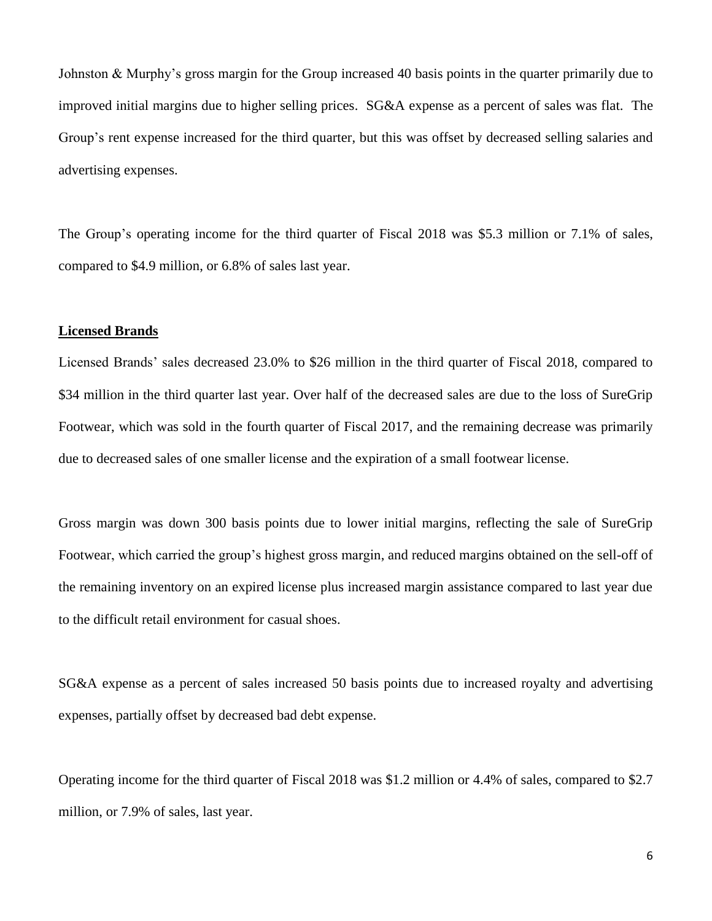Johnston & Murphy's gross margin for the Group increased 40 basis points in the quarter primarily due to improved initial margins due to higher selling prices. SG&A expense as a percent of sales was flat. The Group's rent expense increased for the third quarter, but this was offset by decreased selling salaries and advertising expenses.

The Group's operating income for the third quarter of Fiscal 2018 was $5.3 million or 7.1% of sales, compared to $4.9 million, or 6.8% of sales last year.

**Licensed Brands**

Licensed Brands' sales decreased 23.0% to $26 million in the third quarter of Fiscal 2018, compared to $34 million in the third quarter last year. Over half of the decreased sales are due to the loss of SureGrip Footwear, which was sold in the fourth quarter of Fiscal 2017, and the remaining decrease was primarily due to decreased sales of one smaller license and the expiration of a small footwear license.

Gross margin was down 300 basis points due to lower initial margins, reflecting the sale of SureGrip Footwear, which carried the group's highest gross margin, and reduced margins obtained on the sell-off of the remaining inventory on an expired license plus increased margin assistance compared to last year due to the difficult retail environment for casual shoes.

SG&A expense as a percent of sales increased 50 basis points due to increased royalty and advertising expenses, partially offset by decreased bad debt expense.

Operating income for the third quarter of Fiscal 2018 was $1.2 million or 4.4% of sales, compared to $2.7 million, or 7.9% of sales, last year.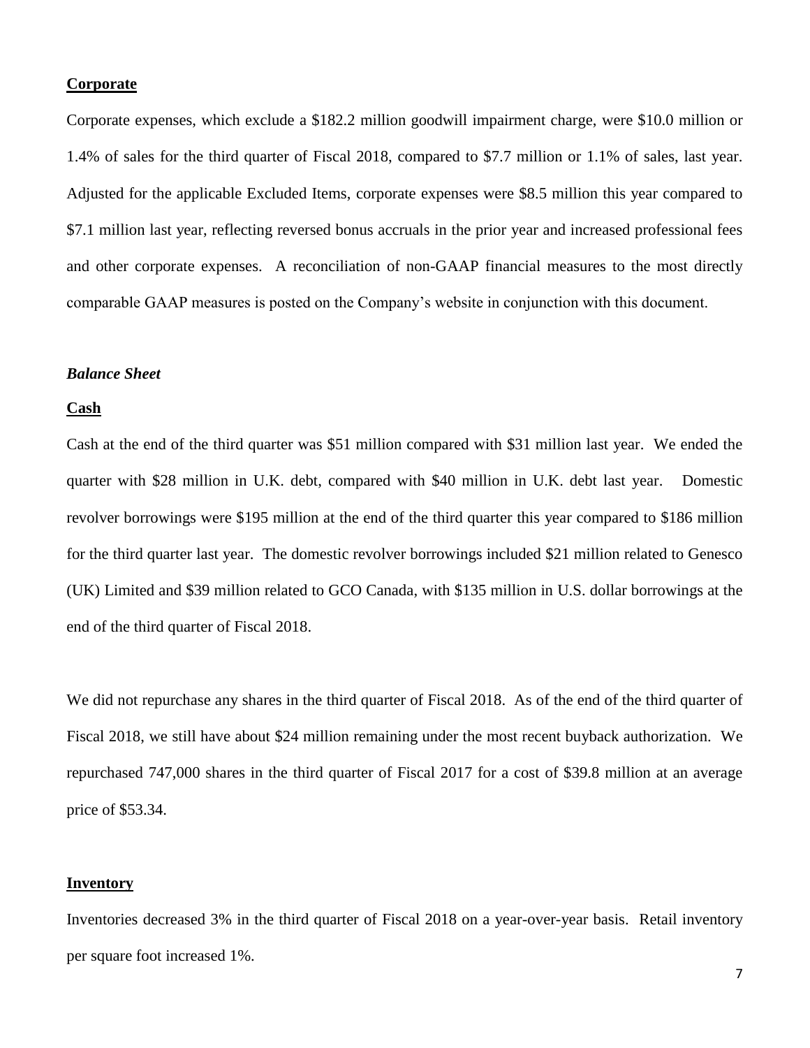**Corporate**

Corporate expenses, which exclude a $182.2 million goodwill impairment charge, were $10.0 million or 1.4% of sales for the third quarter of Fiscal 2018, compared to $7.7 million or 1.1% of sales, last year. Adjusted for the applicable Excluded Items, corporate expenses were $8.5 million this year compared to $7.1 million last year, reflecting reversed bonus accruals in the prior year and increased professional fees and other corporate expenses. A reconciliation of non-GAAP financial measures to the most directly comparable GAAP measures is posted on the Company's website in conjunction with this document.

***Balance Sheet***

**Cash**

Cash at the end of the third quarter was $51 million compared with $31 million last year. We ended the quarter with $28 million in U.K. debt, compared with $40 million in U.K. debt last year. Domestic revolver borrowings were $195 million at the end of the third quarter this year compared to $186 million for the third quarter last year. The domestic revolver borrowings included $21 million related to Genesco (UK) Limited and $39 million related to GCO Canada, with $135 million in U.S. dollar borrowings at the end of the third quarter of Fiscal 2018.

We did not repurchase any shares in the third quarter of Fiscal 2018. As of the end of the third quarter of Fiscal 2018, we still have about $24 million remaining under the most recent buyback authorization. We repurchased 747,000 shares in the third quarter of Fiscal 2017 for a cost of $39.8 million at an average price of $53.34.

**Inventory**

Inventories decreased 3% in the third quarter of Fiscal 2018 on a year-over-year basis. Retail inventory per square foot increased 1%.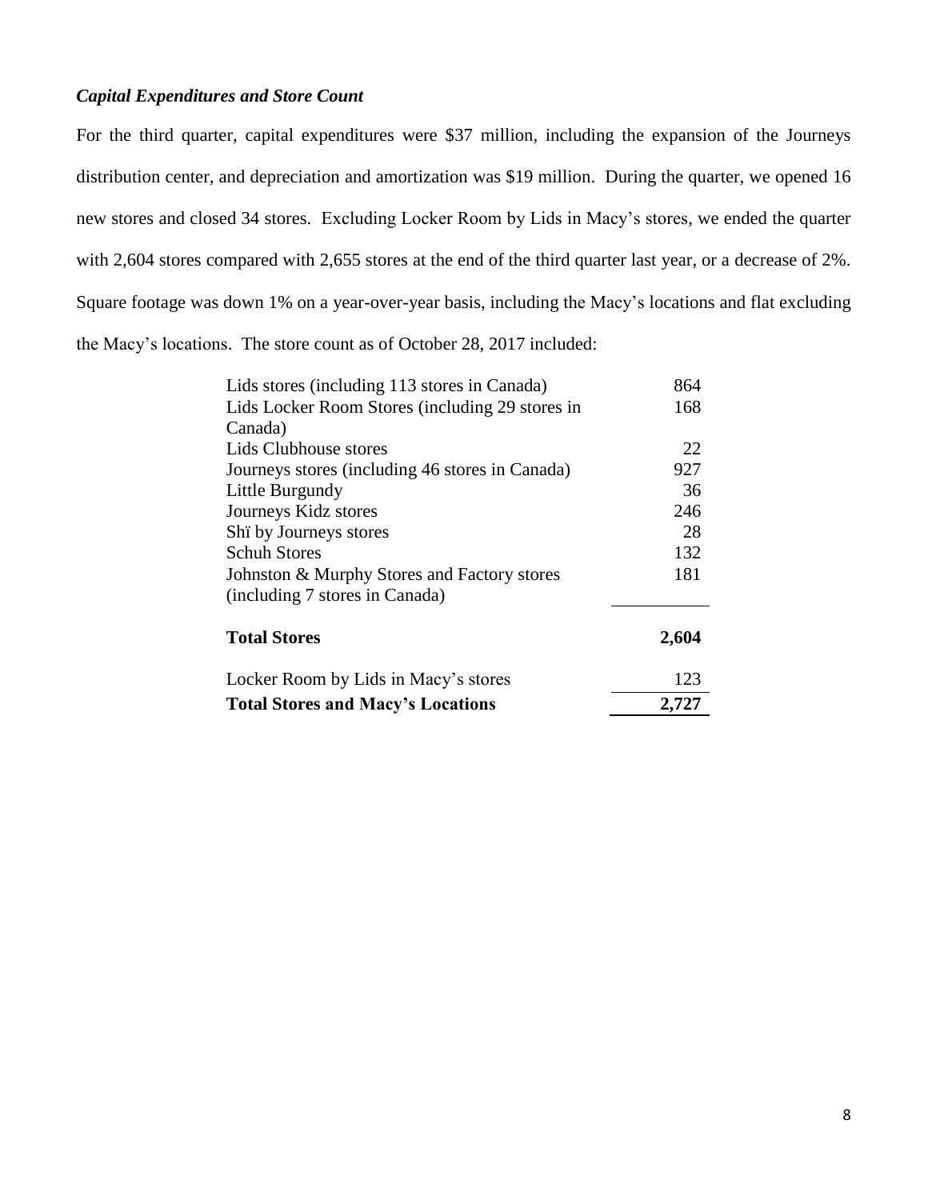***Capital Expenditures and Store Count***

For the third quarter, capital expenditures were $37 million, including the expansion of the Journeys distribution center, and depreciation and amortization was $19 million. During the quarter, we opened 16 new stores and closed 34 stores. Excluding Locker Room by Lids in Macy's stores, we ended the quarter with 2,604 stores compared with 2,655 stores at the end of the third quarter last year, or a decrease of 2%. Square footage was down 1% on a year-over-year basis, including the Macy's locations and flat excluding the Macy's locations. The store count as of October 28, 2017 included:

| | |
|---|---|
| Lids stores (including 113 stores in Canada) | 864 |
| Lids Locker Room Stores (including 29 stores in Canada) | 168 |
| Lids Clubhouse stores | 22 |
| Journeys stores (including 46 stores in Canada) | 927 |
| Little Burgundy | 36 |
| Journeys Kidz stores | 246 |
| Shï by Journeys stores | 28 |
| Schuh Stores | 132 |
| Johnston & Murphy Stores and Factory stores (including 7 stores in Canada) | 181 |
| **Total Stores** | **2,604** |
| Locker Room by Lids in Macy's stores | 123 |
| **Total Stores and Macy's Locations** | **2,727** |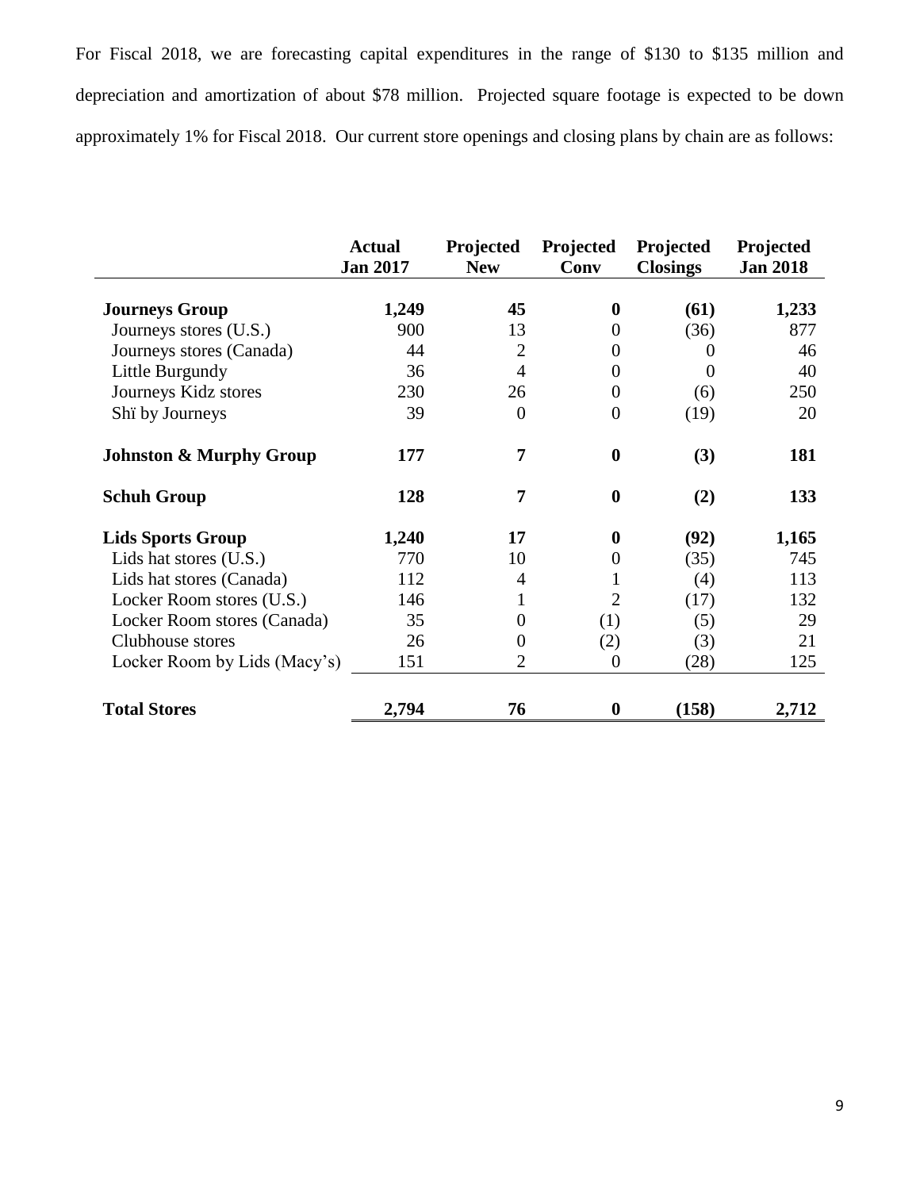For Fiscal 2018, we are forecasting capital expenditures in the range of $130 to $135 million and depreciation and amortization of about $78 million. Projected square footage is expected to be down approximately 1% for Fiscal 2018. Our current store openings and closing plans by chain are as follows:

| | Actual Jan 2017 | Projected New | Projected Conv | Projected Closings | Projected Jan 2018 |
|---|---|---|---|---|---|
| **Journeys Group** | **1,249** | **45** | **0** | **(61)** | **1,233** |
| Journeys stores (U.S.) | 900 | 13 | 0 | (36) | 877 |
| Journeys stores (Canada) | 44 | 2 | 0 | 0 | 46 |
| Little Burgundy | 36 | 4 | 0 | 0 | 40 |
| Journeys Kidz stores | 230 | 26 | 0 | (6) | 250 |
| Shï by Journeys | 39 | 0 | 0 | (19) | 20 |
| **Johnston & Murphy Group** | **177** | **7** | **0** | **(3)** | **181** |
| **Schuh Group** | **128** | **7** | **0** | **(2)** | **133** |
| **Lids Sports Group** | **1,240** | **17** | **0** | **(92)** | **1,165** |
| Lids hat stores (U.S.) | 770 | 10 | 0 | (35) | 745 |
| Lids hat stores (Canada) | 112 | 4 | 1 | (4) | 113 |
| Locker Room stores (U.S.) | 146 | 1 | 2 | (17) | 132 |
| Locker Room stores (Canada) | 35 | 0 | (1) | (5) | 29 |
| Clubhouse stores | 26 | 0 | (2) | (3) | 21 |
| Locker Room by Lids (Macy's) | 151 | 2 | 0 | (28) | 125 |
| **Total Stores** | **2,794** | **76** | **0** | **(158)** | **2,712** |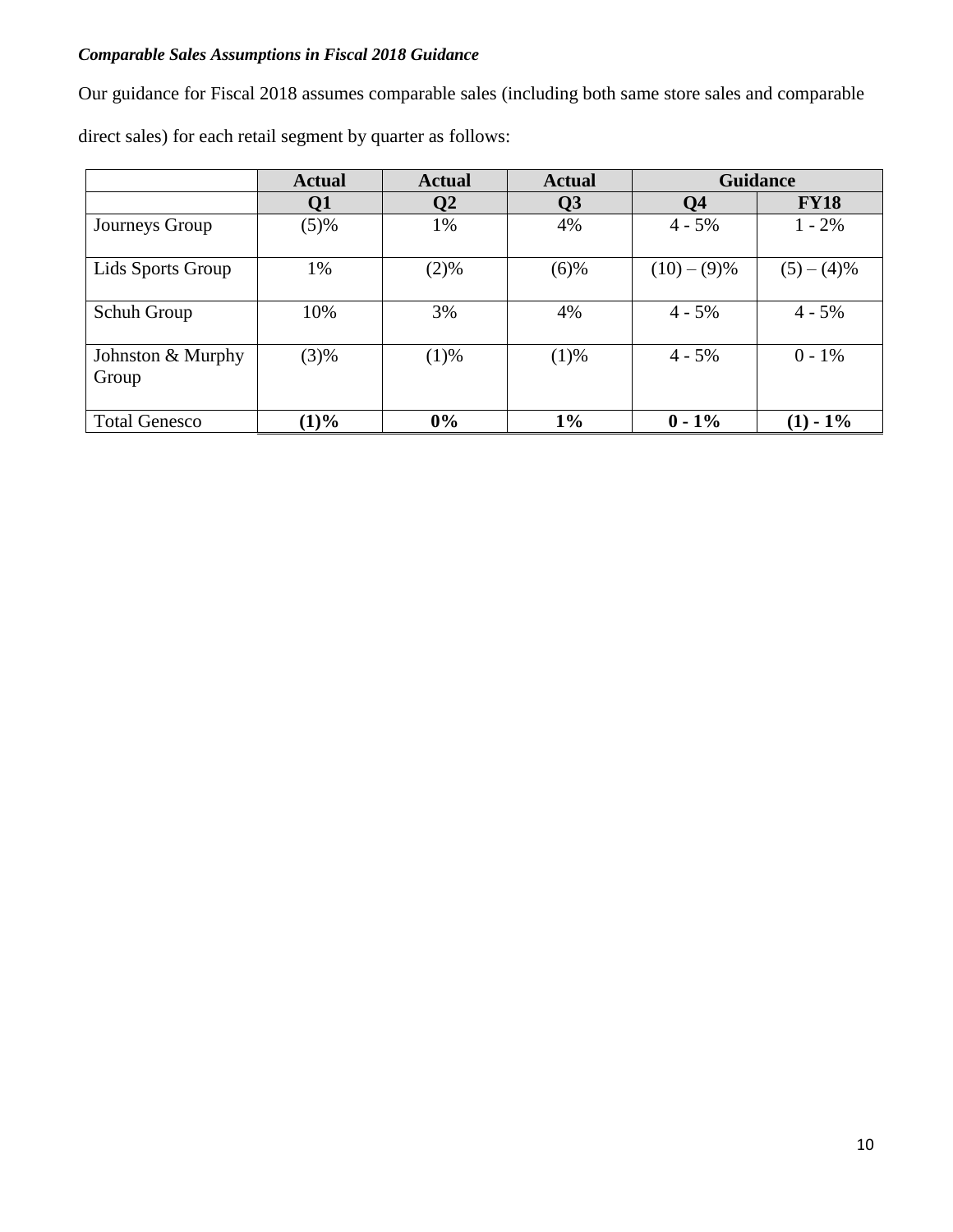***Comparable Sales Assumptions in Fiscal 2018 Guidance***

Our guidance for Fiscal 2018 assumes comparable sales (including both same store sales and comparable direct sales) for each retail segment by quarter as follows:

| | Actual | Actual | Actual | Guidance | |
|---|---|---|---|---|---|
| | Q1 | Q2 | Q3 | Q4 | FY18 |
| Journeys Group | (5)% | 1% | 4% | 4 - 5% | 1 - 2% |
| Lids Sports Group | 1% | (2)% | (6)% | (10) – (9)% | (5) – (4)% |
| Schuh Group | 10% | 3% | 4% | 4 - 5% | 4 - 5% |
| Johnston & Murphy Group | (3)% | (1)% | (1)% | 4 - 5% | 0 - 1% |
| Total Genesco | **(1)%** | **0%** | **1%** | **0 - 1%** | **(1) - 1%** |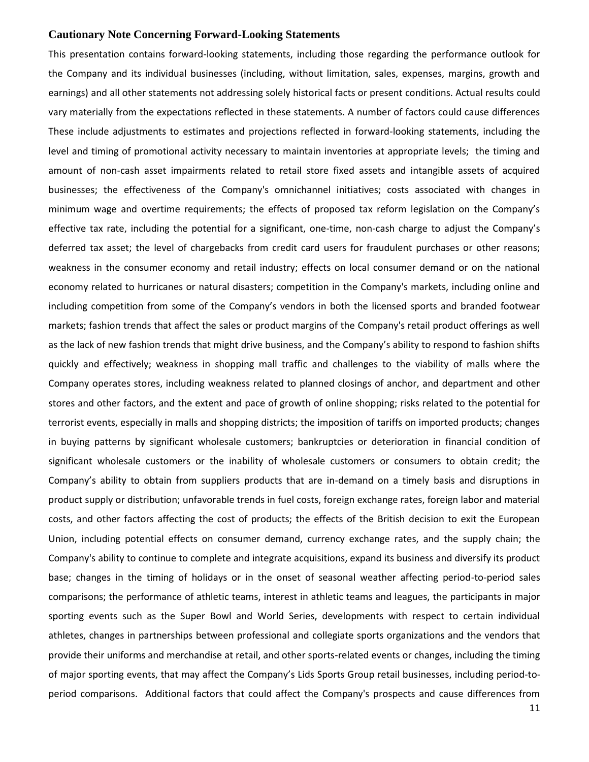## Cautionary Note Concerning Forward-Looking Statements

This presentation contains forward-looking statements, including those regarding the performance outlook for the Company and its individual businesses (including, without limitation, sales, expenses, margins, growth and earnings) and all other statements not addressing solely historical facts or present conditions. Actual results could vary materially from the expectations reflected in these statements. A number of factors could cause differences These include adjustments to estimates and projections reflected in forward-looking statements, including the level and timing of promotional activity necessary to maintain inventories at appropriate levels; the timing and amount of non-cash asset impairments related to retail store fixed assets and intangible assets of acquired businesses; the effectiveness of the Company's omnichannel initiatives; costs associated with changes in minimum wage and overtime requirements; the effects of proposed tax reform legislation on the Company's effective tax rate, including the potential for a significant, one-time, non-cash charge to adjust the Company's deferred tax asset; the level of chargebacks from credit card users for fraudulent purchases or other reasons; weakness in the consumer economy and retail industry; effects on local consumer demand or on the national economy related to hurricanes or natural disasters; competition in the Company's markets, including online and including competition from some of the Company's vendors in both the licensed sports and branded footwear markets; fashion trends that affect the sales or product margins of the Company's retail product offerings as well as the lack of new fashion trends that might drive business, and the Company's ability to respond to fashion shifts quickly and effectively; weakness in shopping mall traffic and challenges to the viability of malls where the Company operates stores, including weakness related to planned closings of anchor, and department and other stores and other factors, and the extent and pace of growth of online shopping; risks related to the potential for terrorist events, especially in malls and shopping districts; the imposition of tariffs on imported products; changes in buying patterns by significant wholesale customers; bankruptcies or deterioration in financial condition of significant wholesale customers or the inability of wholesale customers or consumers to obtain credit; the Company's ability to obtain from suppliers products that are in-demand on a timely basis and disruptions in product supply or distribution; unfavorable trends in fuel costs, foreign exchange rates, foreign labor and material costs, and other factors affecting the cost of products; the effects of the British decision to exit the European Union, including potential effects on consumer demand, currency exchange rates, and the supply chain; the Company's ability to continue to complete and integrate acquisitions, expand its business and diversify its product base; changes in the timing of holidays or in the onset of seasonal weather affecting period-to-period sales comparisons; the performance of athletic teams, interest in athletic teams and leagues, the participants in major sporting events such as the Super Bowl and World Series, developments with respect to certain individual athletes, changes in partnerships between professional and collegiate sports organizations and the vendors that provide their uniforms and merchandise at retail, and other sports-related events or changes, including the timing of major sporting events, that may affect the Company's Lids Sports Group retail businesses, including period-to-period comparisons. Additional factors that could affect the Company's prospects and cause differences from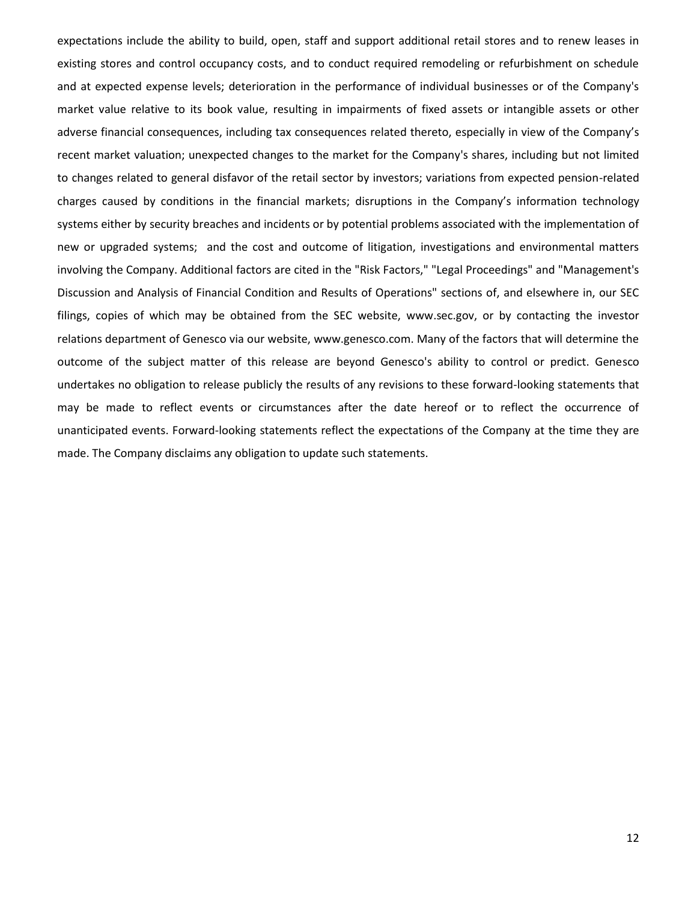expectations include the ability to build, open, staff and support additional retail stores and to renew leases in existing stores and control occupancy costs, and to conduct required remodeling or refurbishment on schedule and at expected expense levels; deterioration in the performance of individual businesses or of the Company's market value relative to its book value, resulting in impairments of fixed assets or intangible assets or other adverse financial consequences, including tax consequences related thereto, especially in view of the Company's recent market valuation; unexpected changes to the market for the Company's shares, including but not limited to changes related to general disfavor of the retail sector by investors; variations from expected pension-related charges caused by conditions in the financial markets; disruptions in the Company's information technology systems either by security breaches and incidents or by potential problems associated with the implementation of new or upgraded systems; and the cost and outcome of litigation, investigations and environmental matters involving the Company. Additional factors are cited in the "Risk Factors," "Legal Proceedings" and "Management's Discussion and Analysis of Financial Condition and Results of Operations" sections of, and elsewhere in, our SEC filings, copies of which may be obtained from the SEC website, www.sec.gov, or by contacting the investor relations department of Genesco via our website, www.genesco.com. Many of the factors that will determine the outcome of the subject matter of this release are beyond Genesco's ability to control or predict. Genesco undertakes no obligation to release publicly the results of any revisions to these forward-looking statements that may be made to reflect events or circumstances after the date hereof or to reflect the occurrence of unanticipated events. Forward-looking statements reflect the expectations of the Company at the time they are made. The Company disclaims any obligation to update such statements.